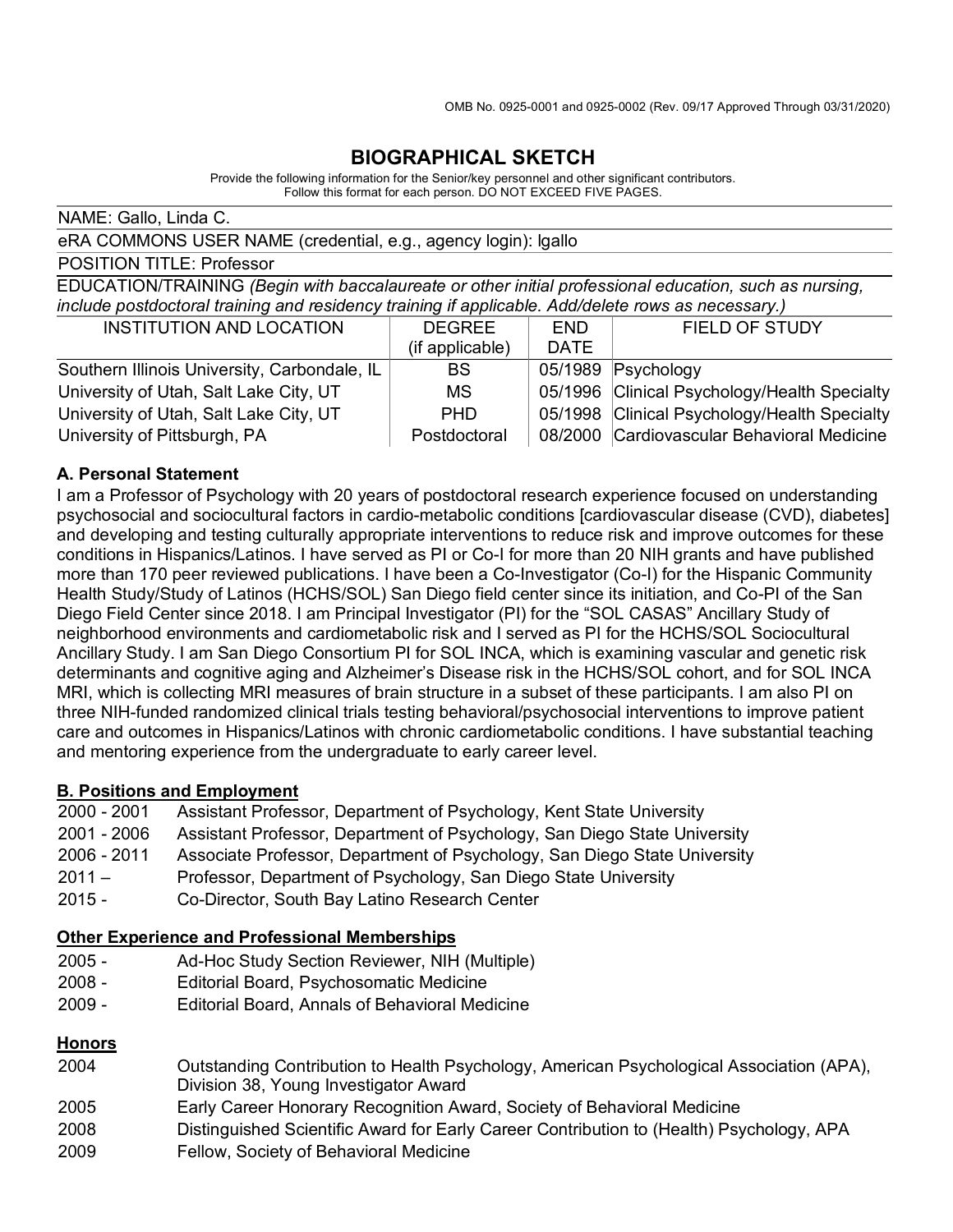OMB No. 0925-0001 and 0925-0002 (Rev. 09/17 Approved Through 03/31/2020)

# BIOGRAPHICAL SKETCH

Provide the following information for the Senior/key personnel and other significant contributors.
Follow this format for each person. DO NOT EXCEED FIVE PAGES.

NAME: Gallo, Linda C.

eRA COMMONS USER NAME (credential, e.g., agency login): lgallo

POSITION TITLE: Professor

EDUCATION/TRAINING *(Begin with baccalaureate or other initial professional education, such as nursing, include postdoctoral training and residency training if applicable. Add/delete rows as necessary.)*

| INSTITUTION AND LOCATION | DEGREE (if applicable) | END DATE | FIELD OF STUDY |
|---|---|---|---|
| Southern Illinois University, Carbondale, IL | BS | 05/1989 | Psychology |
| University of Utah, Salt Lake City, UT | MS | 05/1996 | Clinical Psychology/Health Specialty |
| University of Utah, Salt Lake City, UT | PHD | 05/1998 | Clinical Psychology/Health Specialty |
| University of Pittsburgh, PA | Postdoctoral | 08/2000 | Cardiovascular Behavioral Medicine |

### A. Personal Statement

I am a Professor of Psychology with 20 years of postdoctoral research experience focused on understanding psychosocial and sociocultural factors in cardio-metabolic conditions [cardiovascular disease (CVD), diabetes] and developing and testing culturally appropriate interventions to reduce risk and improve outcomes for these conditions in Hispanics/Latinos. I have served as PI or Co-I for more than 20 NIH grants and have published more than 170 peer reviewed publications. I have been a Co-Investigator (Co-I) for the Hispanic Community Health Study/Study of Latinos (HCHS/SOL) San Diego field center since its initiation, and Co-PI of the San Diego Field Center since 2018. I am Principal Investigator (PI) for the "SOL CASAS" Ancillary Study of neighborhood environments and cardiometabolic risk and I served as PI for the HCHS/SOL Sociocultural Ancillary Study. I am San Diego Consortium PI for SOL INCA, which is examining vascular and genetic risk determinants and cognitive aging and Alzheimer's Disease risk in the HCHS/SOL cohort, and for SOL INCA MRI, which is collecting MRI measures of brain structure in a subset of these participants. I am also PI on three NIH-funded randomized clinical trials testing behavioral/psychosocial interventions to improve patient care and outcomes in Hispanics/Latinos with chronic cardiometabolic conditions. I have substantial teaching and mentoring experience from the undergraduate to early career level.

### B. Positions and Employment

| | |
|---|---|
| 2000 - 2001 | Assistant Professor, Department of Psychology, Kent State University |
| 2001 - 2006 | Assistant Professor, Department of Psychology, San Diego State University |
| 2006 - 2011 | Associate Professor, Department of Psychology, San Diego State University |
| 2011 – | Professor, Department of Psychology, San Diego State University |
| 2015 - | Co-Director, South Bay Latino Research Center |

### Other Experience and Professional Memberships

| | |
|---|---|
| 2005 - | Ad-Hoc Study Section Reviewer, NIH (Multiple) |
| 2008 - | Editorial Board, Psychosomatic Medicine |
| 2009 - | Editorial Board, Annals of Behavioral Medicine |

### Honors

| | |
|---|---|
| 2004 | Outstanding Contribution to Health Psychology, American Psychological Association (APA), Division 38, Young Investigator Award |
| 2005 | Early Career Honorary Recognition Award, Society of Behavioral Medicine |
| 2008 | Distinguished Scientific Award for Early Career Contribution to (Health) Psychology, APA |
| 2009 | Fellow, Society of Behavioral Medicine |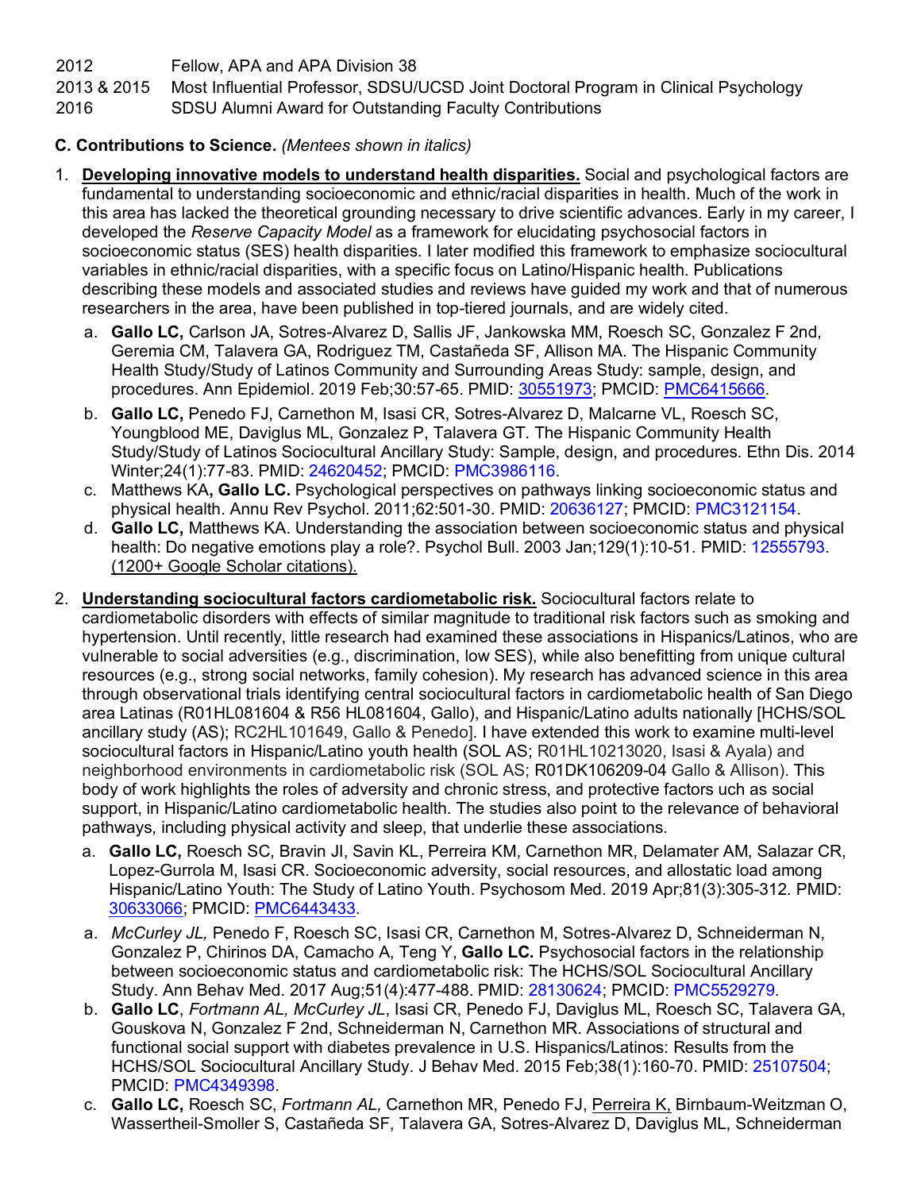2012 Fellow, APA and APA Division 38
2013 & 2015 Most Influential Professor, SDSU/UCSD Joint Doctoral Program in Clinical Psychology
2016 SDSU Alumni Award for Outstanding Faculty Contributions

**C. Contributions to Science.** *(Mentees shown in italics)*

1. **Developing innovative models to understand health disparities.** Social and psychological factors are fundamental to understanding socioeconomic and ethnic/racial disparities in health. Much of the work in this area has lacked the theoretical grounding necessary to drive scientific advances. Early in my career, I developed the *Reserve Capacity Model* as a framework for elucidating psychosocial factors in socioeconomic status (SES) health disparities. I later modified this framework to emphasize sociocultural variables in ethnic/racial disparities, with a specific focus on Latino/Hispanic health. Publications describing these models and associated studies and reviews have guided my work and that of numerous researchers in the area, have been published in top-tiered journals, and are widely cited.
   a. **Gallo LC,** Carlson JA, Sotres-Alvarez D, Sallis JF, Jankowska MM, Roesch SC, Gonzalez F 2nd, Geremia CM, Talavera GA, Rodriguez TM, Castañeda SF, Allison MA. The Hispanic Community Health Study/Study of Latinos Community and Surrounding Areas Study: sample, design, and procedures. Ann Epidemiol. 2019 Feb;30:57-65. PMID: 30551973; PMCID: PMC6415666.
   b. **Gallo LC,** Penedo FJ, Carnethon M, Isasi CR, Sotres-Alvarez D, Malcarne VL, Roesch SC, Youngblood ME, Daviglus ML, Gonzalez P, Talavera GT. The Hispanic Community Health Study/Study of Latinos Sociocultural Ancillary Study: Sample, design, and procedures. Ethn Dis. 2014 Winter;24(1):77-83. PMID: 24620452; PMCID: PMC3986116.
   c. Matthews KA**, Gallo LC.** Psychological perspectives on pathways linking socioeconomic status and physical health. Annu Rev Psychol. 2011;62:501-30. PMID: 20636127; PMCID: PMC3121154.
   d. **Gallo LC,** Matthews KA. Understanding the association between socioeconomic status and physical health: Do negative emotions play a role?. Psychol Bull. 2003 Jan;129(1):10-51. PMID: 12555793. (1200+ Google Scholar citations).

2. **Understanding sociocultural factors cardiometabolic risk.** Sociocultural factors relate to cardiometabolic disorders with effects of similar magnitude to traditional risk factors such as smoking and hypertension. Until recently, little research had examined these associations in Hispanics/Latinos, who are vulnerable to social adversities (e.g., discrimination, low SES), while also benefitting from unique cultural resources (e.g., strong social networks, family cohesion). My research has advanced science in this area through observational trials identifying central sociocultural factors in cardiometabolic health of San Diego area Latinas (R01HL081604 & R56 HL081604, Gallo), and Hispanic/Latino adults nationally [HCHS/SOL ancillary study (AS); RC2HL101649, Gallo & Penedo]. I have extended this work to examine multi-level sociocultural factors in Hispanic/Latino youth health (SOL AS; R01HL10213020, Isasi & Ayala) and neighborhood environments in cardiometabolic risk (SOL AS; R01DK106209-04 Gallo & Allison). This body of work highlights the roles of adversity and chronic stress, and protective factors uch as social support, in Hispanic/Latino cardiometabolic health. The studies also point to the relevance of behavioral pathways, including physical activity and sleep, that underlie these associations.
   a. **Gallo LC,** Roesch SC, Bravin JI, Savin KL, Perreira KM, Carnethon MR, Delamater AM, Salazar CR, Lopez-Gurrola M, Isasi CR. Socioeconomic adversity, social resources, and allostatic load among Hispanic/Latino Youth: The Study of Latino Youth. Psychosom Med. 2019 Apr;81(3):305-312. PMID: 30633066; PMCID: PMC6443433.
   a. *McCurley JL,* Penedo F, Roesch SC, Isasi CR, Carnethon M, Sotres-Alvarez D, Schneiderman N, Gonzalez P, Chirinos DA, Camacho A, Teng Y, **Gallo LC.** Psychosocial factors in the relationship between socioeconomic status and cardiometabolic risk: The HCHS/SOL Sociocultural Ancillary Study. Ann Behav Med. 2017 Aug;51(4):477-488. PMID: 28130624; PMCID: PMC5529279.
   b. **Gallo LC**, *Fortmann AL, McCurley JL*, Isasi CR, Penedo FJ, Daviglus ML, Roesch SC, Talavera GA, Gouskova N, Gonzalez F 2nd, Schneiderman N, Carnethon MR. Associations of structural and functional social support with diabetes prevalence in U.S. Hispanics/Latinos: Results from the HCHS/SOL Sociocultural Ancillary Study. J Behav Med. 2015 Feb;38(1):160-70. PMID: 25107504; PMCID: PMC4349398.
   c. **Gallo LC,** Roesch SC, *Fortmann AL,* Carnethon MR, Penedo FJ, Perreira K, Birnbaum-Weitzman O, Wassertheil-Smoller S, Castañeda SF, Talavera GA, Sotres-Alvarez D, Daviglus ML, Schneiderman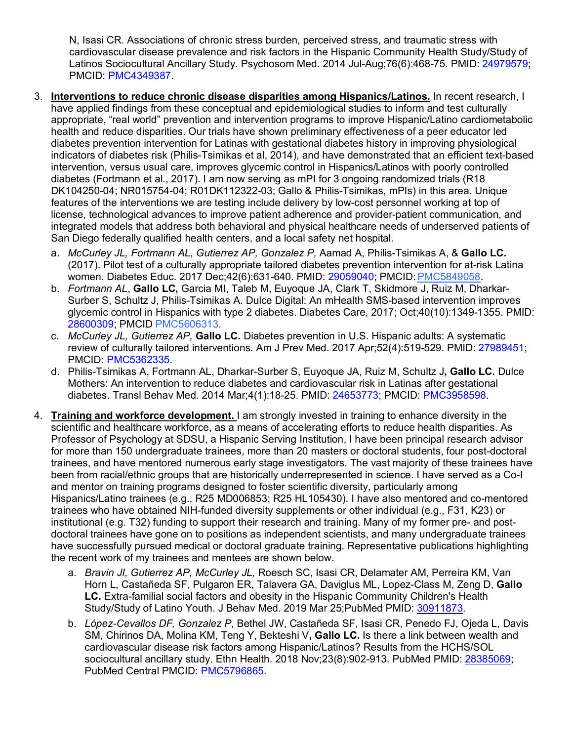N, Isasi CR. Associations of chronic stress burden, perceived stress, and traumatic stress with cardiovascular disease prevalence and risk factors in the Hispanic Community Health Study/Study of Latinos Sociocultural Ancillary Study. Psychosom Med. 2014 Jul-Aug;76(6):468-75. PMID: 24979579; PMCID: PMC4349387.

3. **Interventions to reduce chronic disease disparities among Hispanics/Latinos.** In recent research, I have applied findings from these conceptual and epidemiological studies to inform and test culturally appropriate, "real world" prevention and intervention programs to improve Hispanic/Latino cardiometabolic health and reduce disparities. Our trials have shown preliminary effectiveness of a peer educator led diabetes prevention intervention for Latinas with gestational diabetes history in improving physiological indicators of diabetes risk (Philis-Tsimikas et al, 2014), and have demonstrated that an efficient text-based intervention, versus usual care, improves glycemic control in Hispanics/Latinos with poorly controlled diabetes (Fortmann et al., 2017). I am now serving as mPI for 3 ongoing randomized trials (R18 DK104250-04; NR015754-04; R01DK112322-03; Gallo & Philis-Tsimikas, mPIs) in this area. Unique features of the interventions we are testing include delivery by low-cost personnel working at top of license, technological advances to improve patient adherence and provider-patient communication, and integrated models that address both behavioral and physical healthcare needs of underserved patients of San Diego federally qualified health centers, and a local safety net hospital.
   a. *McCurley JL, Fortmann AL, Gutierrez AP, Gonzalez P,* Aamad A, Philis-Tsimikas A, & **Gallo LC.** (2017). Pilot test of a culturally appropriate tailored diabetes prevention intervention for at-risk Latina women. Diabetes Educ. 2017 Dec;42(6):631-640. PMID: 29059040; PMCID: PMC5849058.
   b. *Fortmann AL*, **Gallo LC,** Garcia MI, Taleb M, Euyoque JA, Clark T, Skidmore J, Ruiz M, Dharkar-Surber S, Schultz J, Philis-Tsimikas A. Dulce Digital: An mHealth SMS-based intervention improves glycemic control in Hispanics with type 2 diabetes. Diabetes Care, 2017; Oct;40(10):1349-1355. PMID: 28600309; PMCID PMC5606313.
   c. *McCurley JL, Gutierrez AP,* **Gallo LC.** Diabetes prevention in U.S. Hispanic adults: A systematic review of culturally tailored interventions. Am J Prev Med. 2017 Apr;52(4):519-529. PMID: 27989451; PMCID: PMC5362335.
   d. Philis-Tsimikas A, Fortmann AL, Dharkar-Surber S, Euyoque JA, Ruiz M, Schultz J**, Gallo LC.** Dulce Mothers: An intervention to reduce diabetes and cardiovascular risk in Latinas after gestational diabetes. Transl Behav Med. 2014 Mar;4(1):18-25. PMID: 24653773; PMCID: PMC3958598.

4. **Training and workforce development.** I am strongly invested in training to enhance diversity in the scientific and healthcare workforce, as a means of accelerating efforts to reduce health disparities. As Professor of Psychology at SDSU, a Hispanic Serving Institution, I have been principal research advisor for more than 150 undergraduate trainees, more than 20 masters or doctoral students, four post-doctoral trainees, and have mentored numerous early stage investigators. The vast majority of these trainees have been from racial/ethnic groups that are historically underrepresented in science. I have served as a Co-I and mentor on training programs designed to foster scientific diversity, particularly among Hispanics/Latino trainees (e.g., R25 MD006853; R25 HL105430). I have also mentored and co-mentored trainees who have obtained NIH-funded diversity supplements or other individual (e.g., F31, K23) or institutional (e.g. T32) funding to support their research and training. Many of my former pre- and post-doctoral trainees have gone on to positions as independent scientists, and many undergraduate trainees have successfully pursued medical or doctoral graduate training. Representative publications highlighting the recent work of my trainees and mentees are shown below.
   a. *Bravin JI, Gutierrez AP, McCurley JL,* Roesch SC, Isasi CR, Delamater AM, Perreira KM, Van Horn L, Castañeda SF, Pulgaron ER, Talavera GA, Daviglus ML, Lopez-Class M, Zeng D, **Gallo LC.** Extra-familial social factors and obesity in the Hispanic Community Children's Health Study/Study of Latino Youth. J Behav Med. 2019 Mar 25;PubMed PMID: 30911873.
   b. *López-Cevallos DF, Gonzalez P,* Bethel JW, Castañeda SF, Isasi CR, Penedo FJ, Ojeda L, Davis SM, Chirinos DA, Molina KM, Teng Y, Bekteshi V**, Gallo LC.** Is there a link between wealth and cardiovascular disease risk factors among Hispanic/Latinos? Results from the HCHS/SOL sociocultural ancillary study. Ethn Health. 2018 Nov;23(8):902-913. PubMed PMID: 28385069; PubMed Central PMCID: PMC5796865.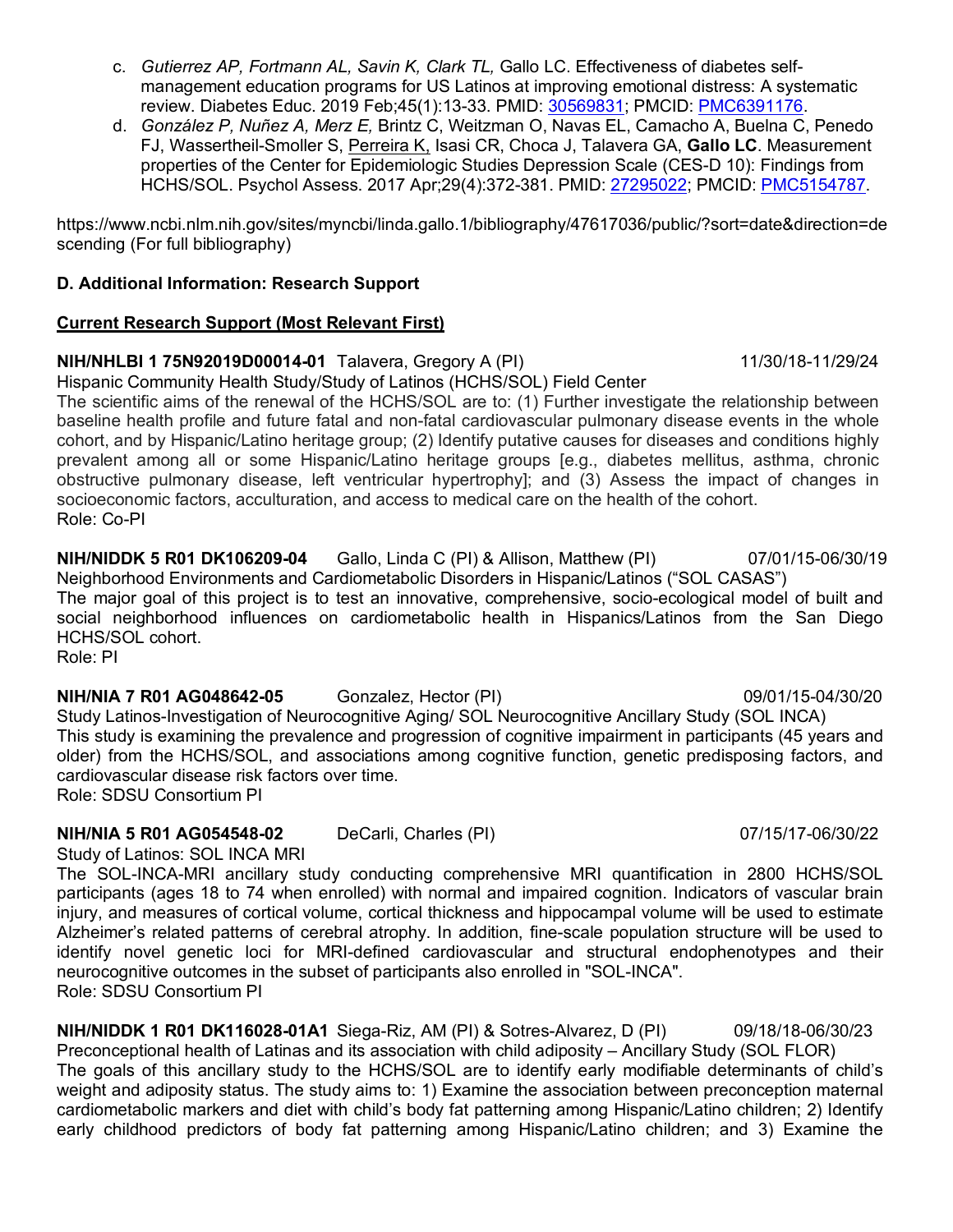c. *Gutierrez AP, Fortmann AL, Savin K, Clark TL,* Gallo LC. Effectiveness of diabetes self-management education programs for US Latinos at improving emotional distress: A systematic review. Diabetes Educ. 2019 Feb;45(1):13-33. PMID: 30569831; PMCID: PMC6391176.

d. *González P, Nuñez A, Merz E,* Brintz C, Weitzman O, Navas EL, Camacho A, Buelna C, Penedo FJ, Wassertheil-Smoller S, Perreira K, Isasi CR, Choca J, Talavera GA, **Gallo LC**. Measurement properties of the Center for Epidemiologic Studies Depression Scale (CES-D 10): Findings from HCHS/SOL. Psychol Assess. 2017 Apr;29(4):372-381. PMID: 27295022; PMCID: PMC5154787.

https://www.ncbi.nlm.nih.gov/sites/myncbi/linda.gallo.1/bibliography/47617036/public/?sort=date&direction=descending (For full bibliography)

**D. Additional Information: Research Support**

**Current Research Support (Most Relevant First)**

**NIH/NHLBI 1 75N92019D00014-01** Talavera, Gregory A (PI) 11/30/18-11/29/24
Hispanic Community Health Study/Study of Latinos (HCHS/SOL) Field Center
The scientific aims of the renewal of the HCHS/SOL are to: (1) Further investigate the relationship between baseline health profile and future fatal and non-fatal cardiovascular pulmonary disease events in the whole cohort, and by Hispanic/Latino heritage group; (2) Identify putative causes for diseases and conditions highly prevalent among all or some Hispanic/Latino heritage groups [e.g., diabetes mellitus, asthma, chronic obstructive pulmonary disease, left ventricular hypertrophy]; and (3) Assess the impact of changes in socioeconomic factors, acculturation, and access to medical care on the health of the cohort.
Role: Co-PI

**NIH/NIDDK 5 R01 DK106209-04** Gallo, Linda C (PI) & Allison, Matthew (PI) 07/01/15-06/30/19
Neighborhood Environments and Cardiometabolic Disorders in Hispanic/Latinos ("SOL CASAS")
The major goal of this project is to test an innovative, comprehensive, socio-ecological model of built and social neighborhood influences on cardiometabolic health in Hispanics/Latinos from the San Diego HCHS/SOL cohort.
Role: PI

**NIH/NIA 7 R01 AG048642-05** Gonzalez, Hector (PI) 09/01/15-04/30/20
Study Latinos-Investigation of Neurocognitive Aging/ SOL Neurocognitive Ancillary Study (SOL INCA)
This study is examining the prevalence and progression of cognitive impairment in participants (45 years and older) from the HCHS/SOL, and associations among cognitive function, genetic predisposing factors, and cardiovascular disease risk factors over time.
Role: SDSU Consortium PI

**NIH/NIA 5 R01 AG054548-02** DeCarli, Charles (PI) 07/15/17-06/30/22
Study of Latinos: SOL INCA MRI
The SOL-INCA-MRI ancillary study conducting comprehensive MRI quantification in 2800 HCHS/SOL participants (ages 18 to 74 when enrolled) with normal and impaired cognition. Indicators of vascular brain injury, and measures of cortical volume, cortical thickness and hippocampal volume will be used to estimate Alzheimer's related patterns of cerebral atrophy. In addition, fine-scale population structure will be used to identify novel genetic loci for MRI-defined cardiovascular and structural endophenotypes and their neurocognitive outcomes in the subset of participants also enrolled in "SOL-INCA".
Role: SDSU Consortium PI

**NIH/NIDDK 1 R01 DK116028-01A1** Siega-Riz, AM (PI) & Sotres-Alvarez, D (PI) 09/18/18-06/30/23
Preconceptional health of Latinas and its association with child adiposity – Ancillary Study (SOL FLOR)
The goals of this ancillary study to the HCHS/SOL are to identify early modifiable determinants of child's weight and adiposity status. The study aims to: 1) Examine the association between preconception maternal cardiometabolic markers and diet with child's body fat patterning among Hispanic/Latino children; 2) Identify early childhood predictors of body fat patterning among Hispanic/Latino children; and 3) Examine the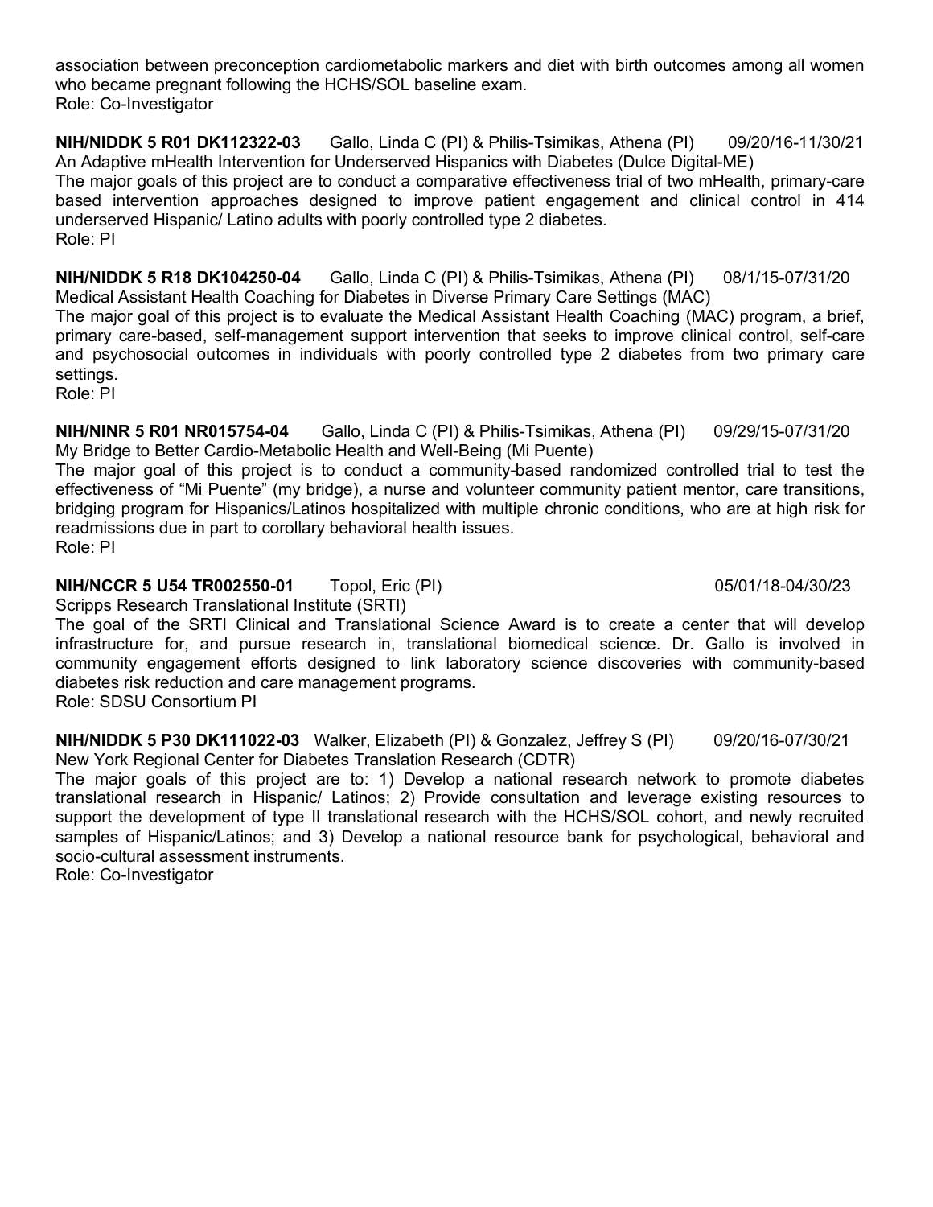association between preconception cardiometabolic markers and diet with birth outcomes among all women who became pregnant following the HCHS/SOL baseline exam.
Role: Co-Investigator

**NIH/NIDDK 5 R01 DK112322-03** Gallo, Linda C (PI) & Philis-Tsimikas, Athena (PI) 09/20/16-11/30/21
An Adaptive mHealth Intervention for Underserved Hispanics with Diabetes (Dulce Digital-ME)
The major goals of this project are to conduct a comparative effectiveness trial of two mHealth, primary-care based intervention approaches designed to improve patient engagement and clinical control in 414 underserved Hispanic/ Latino adults with poorly controlled type 2 diabetes.
Role: PI

**NIH/NIDDK 5 R18 DK104250-04** Gallo, Linda C (PI) & Philis-Tsimikas, Athena (PI) 08/1/15-07/31/20
Medical Assistant Health Coaching for Diabetes in Diverse Primary Care Settings (MAC)
The major goal of this project is to evaluate the Medical Assistant Health Coaching (MAC) program, a brief, primary care-based, self-management support intervention that seeks to improve clinical control, self-care and psychosocial outcomes in individuals with poorly controlled type 2 diabetes from two primary care settings.
Role: PI

**NIH/NINR 5 R01 NR015754-04** Gallo, Linda C (PI) & Philis-Tsimikas, Athena (PI) 09/29/15-07/31/20
My Bridge to Better Cardio-Metabolic Health and Well-Being (Mi Puente)
The major goal of this project is to conduct a community-based randomized controlled trial to test the effectiveness of "Mi Puente" (my bridge), a nurse and volunteer community patient mentor, care transitions, bridging program for Hispanics/Latinos hospitalized with multiple chronic conditions, who are at high risk for readmissions due in part to corollary behavioral health issues.
Role: PI

**NIH/NCCR 5 U54 TR002550-01** Topol, Eric (PI) 05/01/18-04/30/23
Scripps Research Translational Institute (SRTI)
The goal of the SRTI Clinical and Translational Science Award is to create a center that will develop infrastructure for, and pursue research in, translational biomedical science. Dr. Gallo is involved in community engagement efforts designed to link laboratory science discoveries with community-based diabetes risk reduction and care management programs.
Role: SDSU Consortium PI

**NIH/NIDDK 5 P30 DK111022-03** Walker, Elizabeth (PI) & Gonzalez, Jeffrey S (PI) 09/20/16-07/30/21
New York Regional Center for Diabetes Translation Research (CDTR)
The major goals of this project are to: 1) Develop a national research network to promote diabetes translational research in Hispanic/ Latinos; 2) Provide consultation and leverage existing resources to support the development of type II translational research with the HCHS/SOL cohort, and newly recruited samples of Hispanic/Latinos; and 3) Develop a national resource bank for psychological, behavioral and socio-cultural assessment instruments.
Role: Co-Investigator